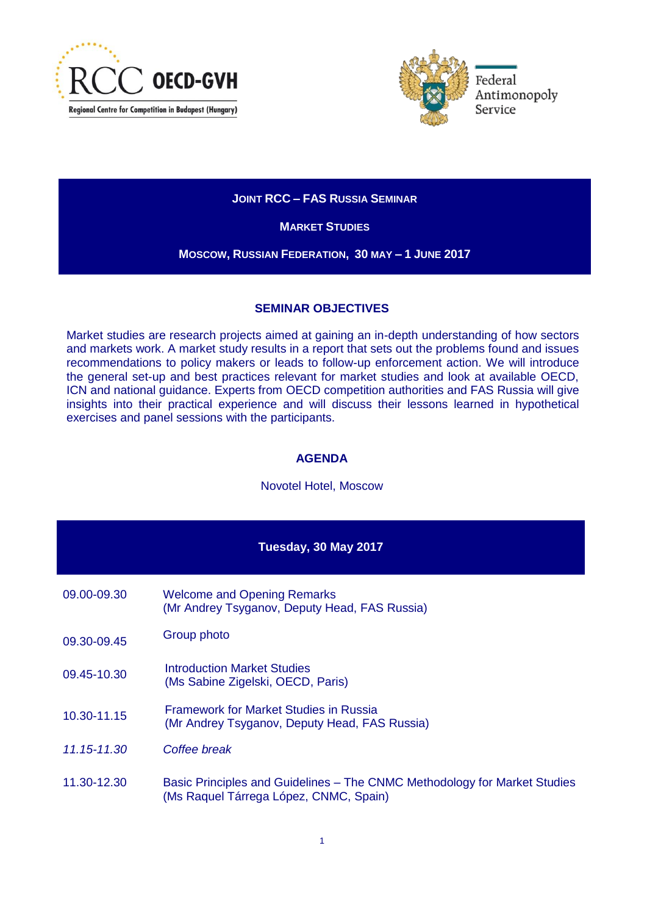RCC OECD-GVH
Regional Centre for Competition in Budapest (Hungary)

Federal Antimonopoly Service

**JOINT RCC – FAS RUSSIA SEMINAR**

**MARKET STUDIES**

**MOSCOW, RUSSIAN FEDERATION, 30 MAY – 1 JUNE 2017**

## SEMINAR OBJECTIVES

Market studies are research projects aimed at gaining an in-depth understanding of how sectors and markets work. A market study results in a report that sets out the problems found and issues recommendations to policy makers or leads to follow-up enforcement action. We will introduce the general set-up and best practices relevant for market studies and look at available OECD, ICN and national guidance. Experts from OECD competition authorities and FAS Russia will give insights into their practical experience and will discuss their lessons learned in hypothetical exercises and panel sessions with the participants.

## AGENDA

Novotel Hotel, Moscow

### Tuesday, 30 May 2017

| | |
|---|---|
| 09.00-09.30 | Welcome and Opening Remarks<br>(Mr Andrey Tsyganov, Deputy Head, FAS Russia) |
| 09.30-09.45 | Group photo |
| 09.45-10.30 | Introduction Market Studies<br>(Ms Sabine Zigelski, OECD, Paris) |
| 10.30-11.15 | Framework for Market Studies in Russia<br>(Mr Andrey Tsyganov, Deputy Head, FAS Russia) |
| *11.15-11.30* | *Coffee break* |
| 11.30-12.30 | Basic Principles and Guidelines – The CNMC Methodology for Market Studies<br>(Ms Raquel Tárrega López, CNMC, Spain) |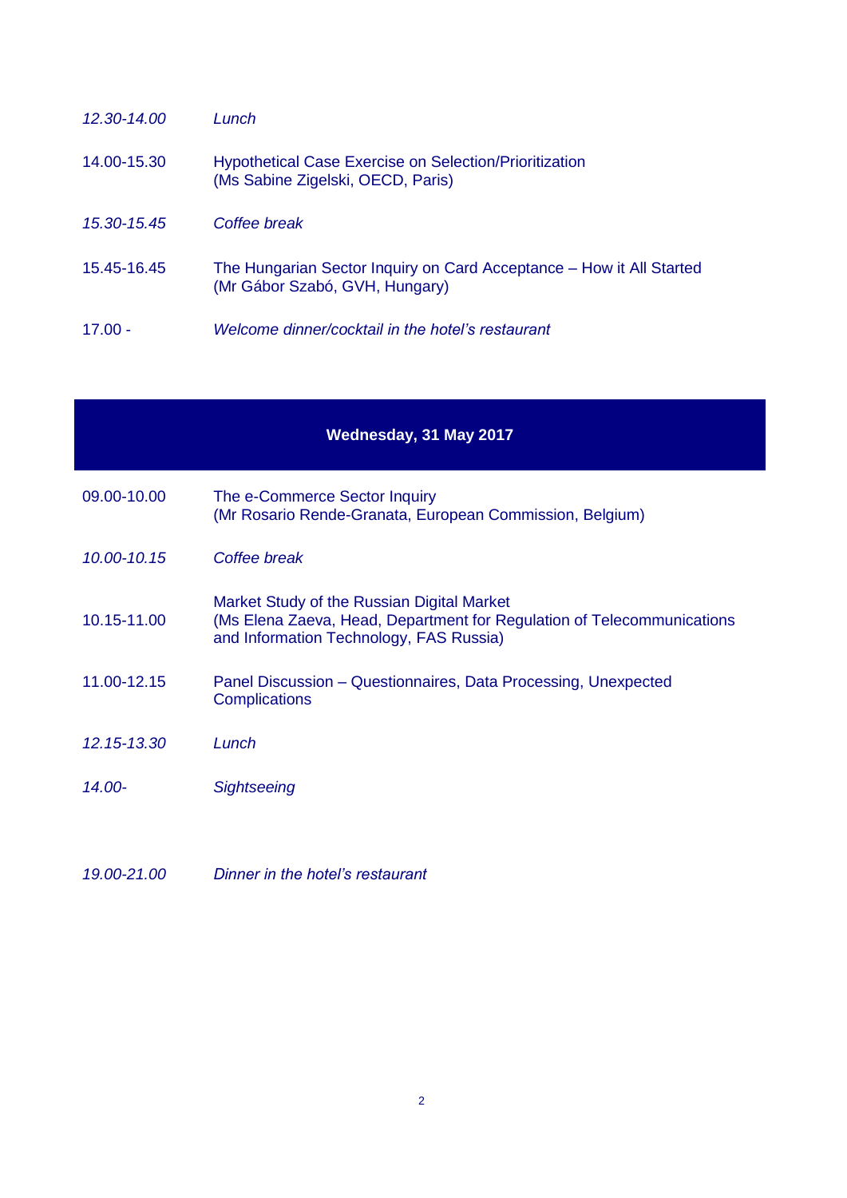| | |
|---|---|
| *12.30-14.00* | *Lunch* |
| 14.00-15.30 | Hypothetical Case Exercise on Selection/Prioritization (Ms Sabine Zigelski, OECD, Paris) |
| *15.30-15.45* | *Coffee break* |
| 15.45-16.45 | The Hungarian Sector Inquiry on Card Acceptance – How it All Started (Mr Gábor Szabó, GVH, Hungary) |
| 17.00 - | *Welcome dinner/cocktail in the hotel's restaurant* |

## Wednesday, 31 May 2017

| | |
|---|---|
| 09.00-10.00 | The e-Commerce Sector Inquiry (Mr Rosario Rende-Granata, European Commission, Belgium) |
| *10.00-10.15* | *Coffee break* |
| 10.15-11.00 | Market Study of the Russian Digital Market (Ms Elena Zaeva, Head, Department for Regulation of Telecommunications and Information Technology, FAS Russia) |
| 11.00-12.15 | Panel Discussion – Questionnaires, Data Processing, Unexpected Complications |
| *12.15-13.30* | *Lunch* |
| *14.00-* | *Sightseeing* |
| *19.00-21.00* | *Dinner in the hotel's restaurant* |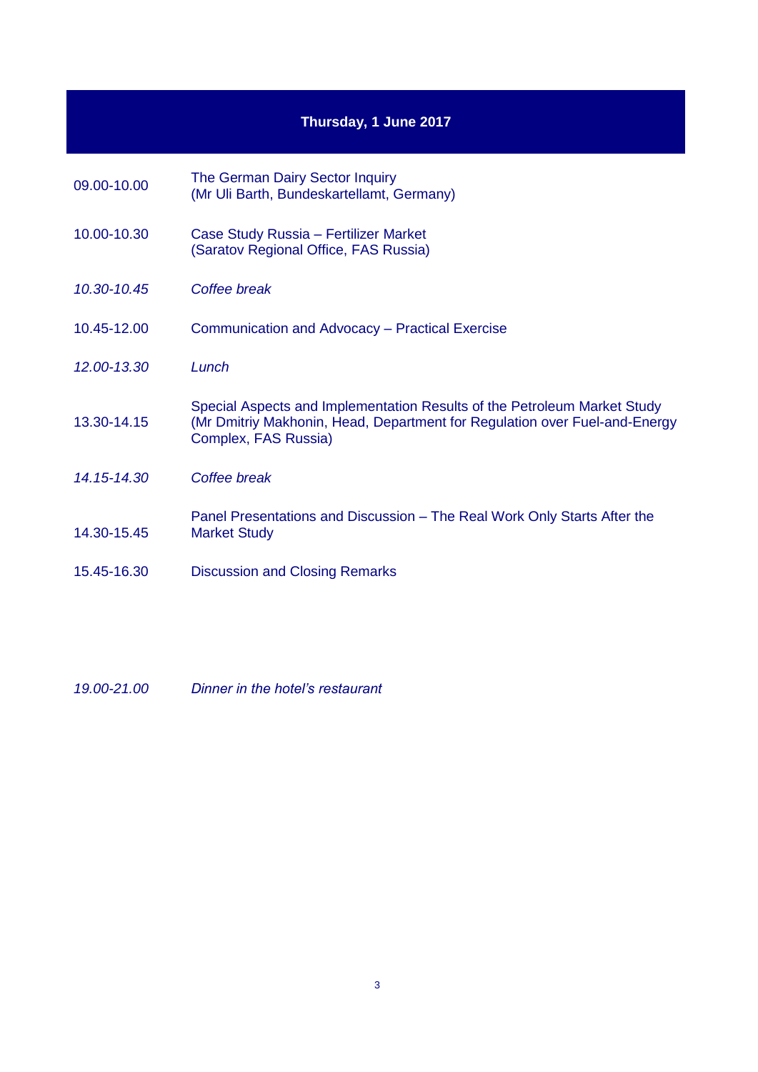## Thursday, 1 June 2017

| | |
|---|---|
| 09.00-10.00 | The German Dairy Sector Inquiry<br>(Mr Uli Barth, Bundeskartellamt, Germany) |
| 10.00-10.30 | Case Study Russia – Fertilizer Market<br>(Saratov Regional Office, FAS Russia) |
| *10.30-10.45* | *Coffee break* |
| 10.45-12.00 | Communication and Advocacy – Practical Exercise |
| *12.00-13.30* | *Lunch* |
| 13.30-14.15 | Special Aspects and Implementation Results of the Petroleum Market Study<br>(Mr Dmitriy Makhonin, Head, Department for Regulation over Fuel-and-Energy Complex, FAS Russia) |
| *14.15-14.30* | *Coffee break* |
| 14.30-15.45 | Panel Presentations and Discussion – The Real Work Only Starts After the Market Study |
| 15.45-16.30 | Discussion and Closing Remarks |
| *19.00-21.00* | *Dinner in the hotel's restaurant* |